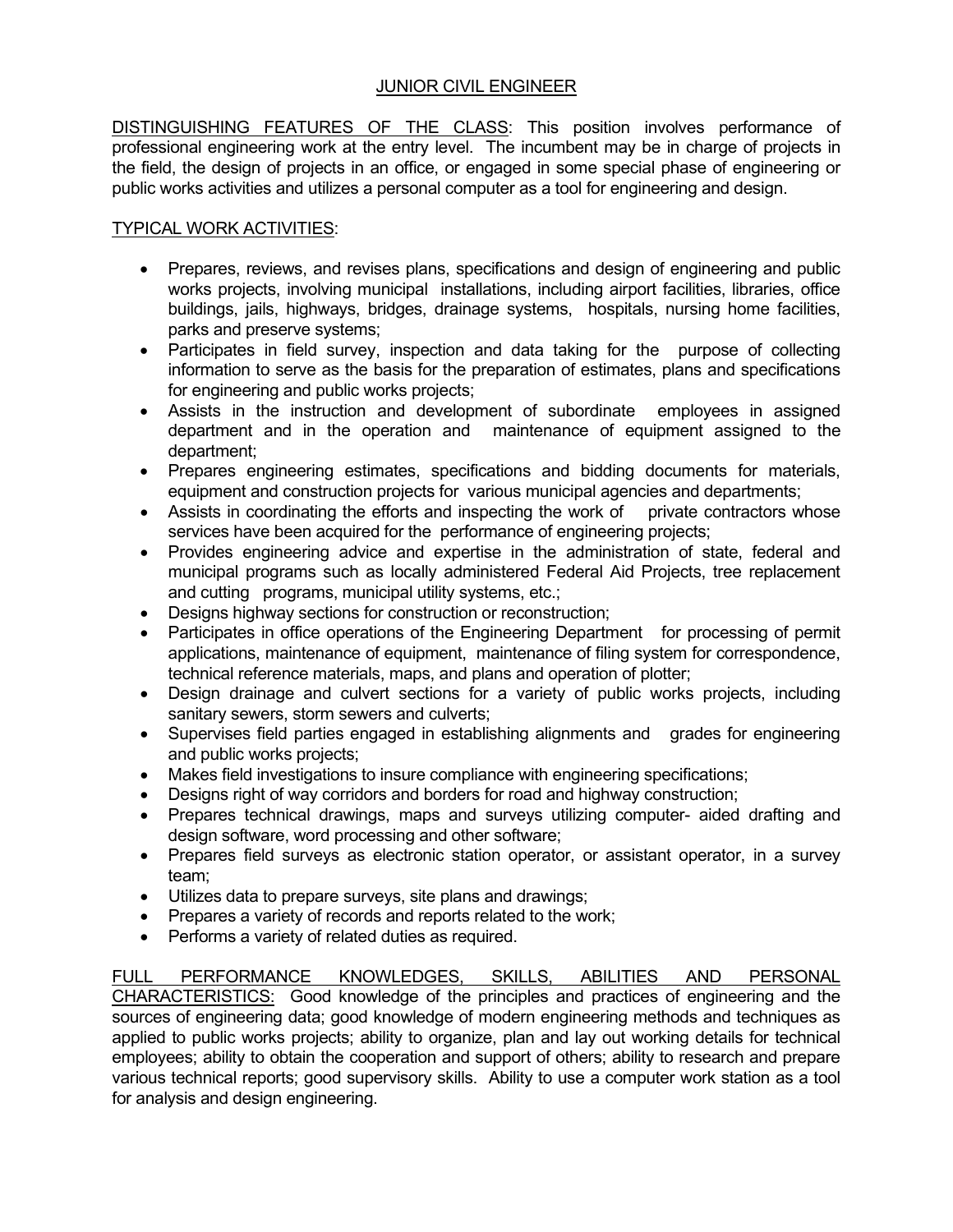# JUNIOR CIVIL ENGINEER

DISTINGUISHING FEATURES OF THE CLASS: This position involves performance of professional engineering work at the entry level. The incumbent may be in charge of projects in the field, the design of projects in an office, or engaged in some special phase of engineering or public works activities and utilizes a personal computer as a tool for engineering and design.

TYPICAL WORK ACTIVITIES:

- Prepares, reviews, and revises plans, specifications and design of engineering and public works projects, involving municipal installations, including airport facilities, libraries, office buildings, jails, highways, bridges, drainage systems, hospitals, nursing home facilities, parks and preserve systems;
- Participates in field survey, inspection and data taking for the purpose of collecting information to serve as the basis for the preparation of estimates, plans and specifications for engineering and public works projects;
- Assists in the instruction and development of subordinate employees in assigned department and in the operation and maintenance of equipment assigned to the department;
- Prepares engineering estimates, specifications and bidding documents for materials, equipment and construction projects for various municipal agencies and departments;
- Assists in coordinating the efforts and inspecting the work of private contractors whose services have been acquired for the performance of engineering projects;
- Provides engineering advice and expertise in the administration of state, federal and municipal programs such as locally administered Federal Aid Projects, tree replacement and cutting programs, municipal utility systems, etc.;
- Designs highway sections for construction or reconstruction;
- Participates in office operations of the Engineering Department for processing of permit applications, maintenance of equipment, maintenance of filing system for correspondence, technical reference materials, maps, and plans and operation of plotter;
- Design drainage and culvert sections for a variety of public works projects, including sanitary sewers, storm sewers and culverts;
- Supervises field parties engaged in establishing alignments and grades for engineering and public works projects;
- Makes field investigations to insure compliance with engineering specifications;
- Designs right of way corridors and borders for road and highway construction;
- Prepares technical drawings, maps and surveys utilizing computer- aided drafting and design software, word processing and other software;
- Prepares field surveys as electronic station operator, or assistant operator, in a survey team;
- Utilizes data to prepare surveys, site plans and drawings;
- Prepares a variety of records and reports related to the work;
- Performs a variety of related duties as required.

FULL PERFORMANCE KNOWLEDGES, SKILLS, ABILITIES AND PERSONAL CHARACTERISTICS: Good knowledge of the principles and practices of engineering and the sources of engineering data; good knowledge of modern engineering methods and techniques as applied to public works projects; ability to organize, plan and lay out working details for technical employees; ability to obtain the cooperation and support of others; ability to research and prepare various technical reports; good supervisory skills. Ability to use a computer work station as a tool for analysis and design engineering.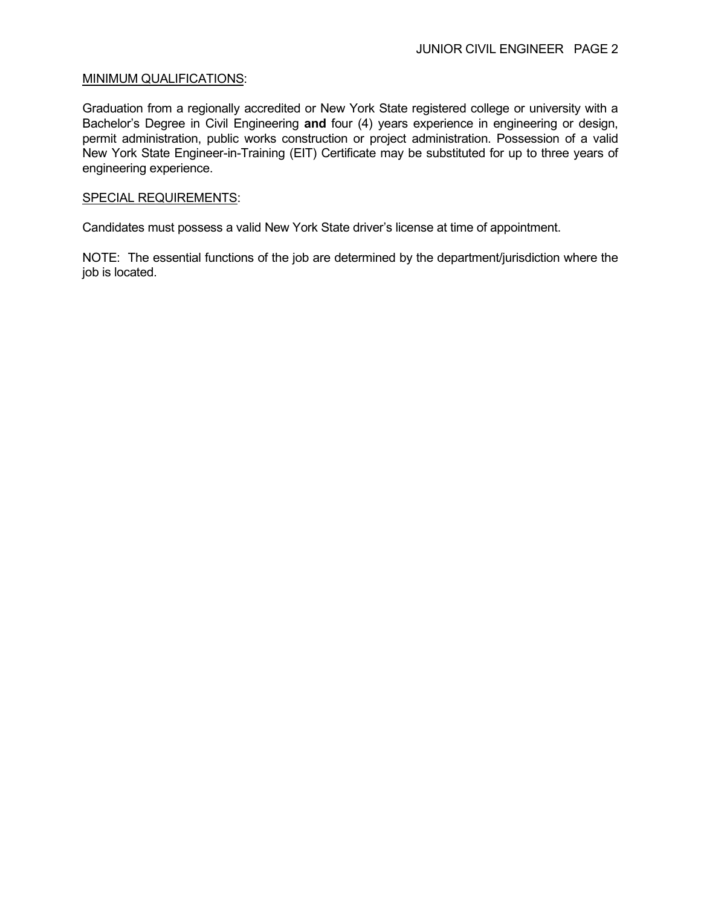## MINIMUM QUALIFICATIONS:

Graduation from a regionally accredited or New York State registered college or university with a Bachelor's Degree in Civil Engineering **and** four (4) years experience in engineering or design, permit administration, public works construction or project administration. Possession of a valid New York State Engineer-in-Training (EIT) Certificate may be substituted for up to three years of engineering experience.

## SPECIAL REQUIREMENTS:

Candidates must possess a valid New York State driver's license at time of appointment.

NOTE: The essential functions of the job are determined by the department/jurisdiction where the job is located.